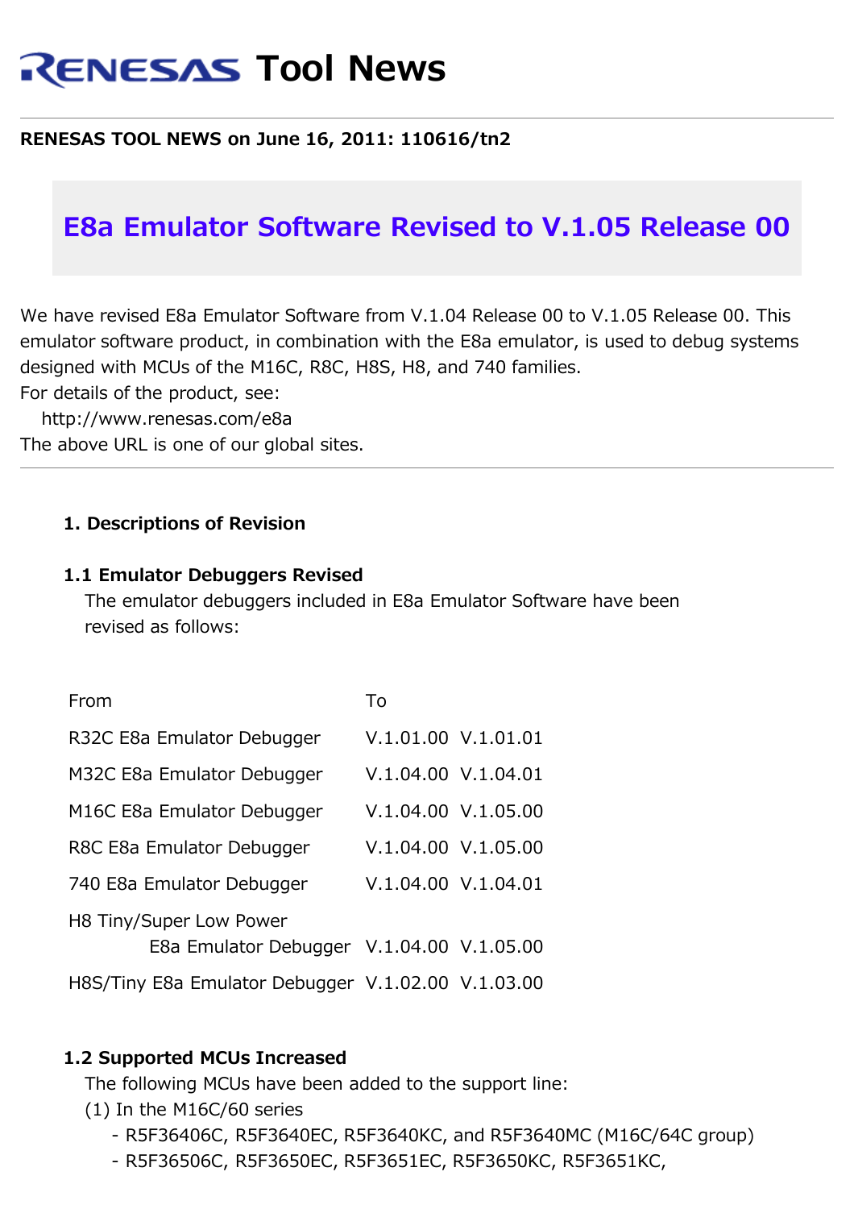# RENESAS Tool News

**RENESAS TOOL NEWS on June 16, 2011: 110616/tn2**

## E8a Emulator Software Revised to V.1.05 Release 00

We have revised E8a Emulator Software from V.1.04 Release 00 to V.1.05 Release 00. This emulator software product, in combination with the E8a emulator, is used to debug systems designed with MCUs of the M16C, R8C, H8S, H8, and 740 families.
For details of the product, see:
http://www.renesas.com/e8a
The above URL is one of our global sites.

---

### 1. Descriptions of Revision

#### 1.1 Emulator Debuggers Revised

The emulator debuggers included in E8a Emulator Software have been revised as follows:

| | From | To |
|---|---|---|
| R32C E8a Emulator Debugger | V.1.01.00 | V.1.01.01 |
| M32C E8a Emulator Debugger | V.1.04.00 | V.1.04.01 |
| M16C E8a Emulator Debugger | V.1.04.00 | V.1.05.00 |
| R8C E8a Emulator Debugger | V.1.04.00 | V.1.05.00 |
| 740 E8a Emulator Debugger | V.1.04.00 | V.1.04.01 |
| H8 Tiny/Super Low Power E8a Emulator Debugger | V.1.04.00 | V.1.05.00 |
| H8S/Tiny E8a Emulator Debugger | V.1.02.00 | V.1.03.00 |

#### 1.2 Supported MCUs Increased

The following MCUs have been added to the support line:

(1) In the M16C/60 series

- R5F36406C, R5F3640EC, R5F3640KC, and R5F3640MC (M16C/64C group)
- R5F36506C, R5F3650EC, R5F3651EC, R5F3650KC, R5F3651KC,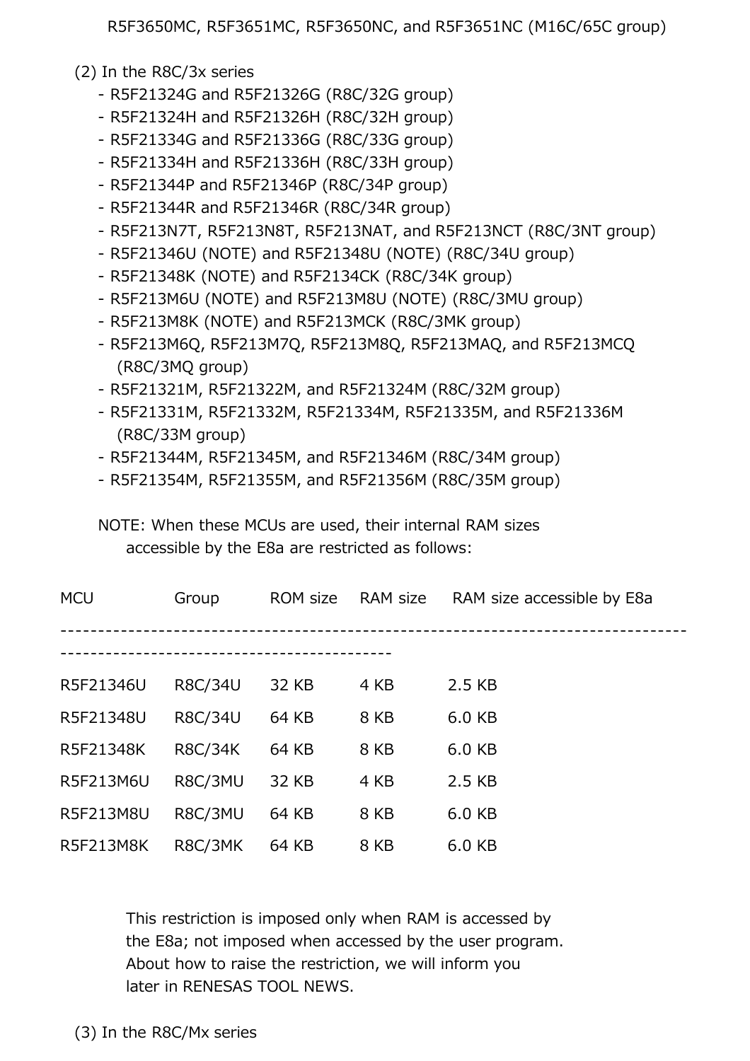R5F3650MC, R5F3651MC, R5F3650NC, and R5F3651NC (M16C/65C group)

(2) In the R8C/3x series

- R5F21324G and R5F21326G (R8C/32G group)
- R5F21324H and R5F21326H (R8C/32H group)
- R5F21334G and R5F21336G (R8C/33G group)
- R5F21334H and R5F21336H (R8C/33H group)
- R5F21344P and R5F21346P (R8C/34P group)
- R5F21344R and R5F21346R (R8C/34R group)
- R5F213N7T, R5F213N8T, R5F213NAT, and R5F213NCT (R8C/3NT group)
- R5F21346U (NOTE) and R5F21348U (NOTE) (R8C/34U group)
- R5F21348K (NOTE) and R5F2134CK (R8C/34K group)
- R5F213M6U (NOTE) and R5F213M8U (NOTE) (R8C/3MU group)
- R5F213M8K (NOTE) and R5F213MCK (R8C/3MK group)
- R5F213M6Q, R5F213M7Q, R5F213M8Q, R5F213MAQ, and R5F213MCQ (R8C/3MQ group)
- R5F21321M, R5F21322M, and R5F21324M (R8C/32M group)
- R5F21331M, R5F21332M, R5F21334M, R5F21335M, and R5F21336M (R8C/33M group)
- R5F21344M, R5F21345M, and R5F21346M (R8C/34M group)
- R5F21354M, R5F21355M, and R5F21356M (R8C/35M group)

NOTE: When these MCUs are used, their internal RAM sizes accessible by the E8a are restricted as follows:

| MCU | Group | ROM size | RAM size | RAM size accessible by E8a |
|---|---|---|---|---|
| R5F21346U | R8C/34U | 32 KB | 4 KB | 2.5 KB |
| R5F21348U | R8C/34U | 64 KB | 8 KB | 6.0 KB |
| R5F21348K | R8C/34K | 64 KB | 8 KB | 6.0 KB |
| R5F213M6U | R8C/3MU | 32 KB | 4 KB | 2.5 KB |
| R5F213M8U | R8C/3MU | 64 KB | 8 KB | 6.0 KB |
| R5F213M8K | R8C/3MK | 64 KB | 8 KB | 6.0 KB |

This restriction is imposed only when RAM is accessed by the E8a; not imposed when accessed by the user program. About how to raise the restriction, we will inform you later in RENESAS TOOL NEWS.

(3) In the R8C/Mx series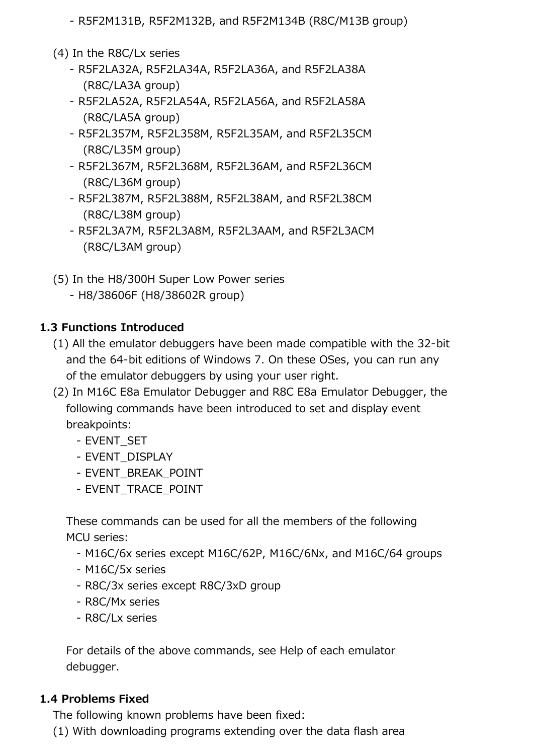- R5F2M131B, R5F2M132B, and R5F2M134B (R8C/M13B group)

(4) In the R8C/Lx series
- R5F2LA32A, R5F2LA34A, R5F2LA36A, and R5F2LA38A (R8C/LA3A group)
- R5F2LA52A, R5F2LA54A, R5F2LA56A, and R5F2LA58A (R8C/LA5A group)
- R5F2L357M, R5F2L358M, R5F2L35AM, and R5F2L35CM (R8C/L35M group)
- R5F2L367M, R5F2L368M, R5F2L36AM, and R5F2L36CM (R8C/L36M group)
- R5F2L387M, R5F2L388M, R5F2L38AM, and R5F2L38CM (R8C/L38M group)
- R5F2L3A7M, R5F2L3A8M, R5F2L3AAM, and R5F2L3ACM (R8C/L3AM group)

(5) In the H8/300H Super Low Power series
- H8/38606F (H8/38602R group)

### 1.3 Functions Introduced

(1) All the emulator debuggers have been made compatible with the 32-bit and the 64-bit editions of Windows 7. On these OSes, you can run any of the emulator debuggers by using your user right.

(2) In M16C E8a Emulator Debugger and R8C E8a Emulator Debugger, the following commands have been introduced to set and display event breakpoints:
- EVENT_SET
- EVENT_DISPLAY
- EVENT_BREAK_POINT
- EVENT_TRACE_POINT

These commands can be used for all the members of the following MCU series:
- M16C/6x series except M16C/62P, M16C/6Nx, and M16C/64 groups
- M16C/5x series
- R8C/3x series except R8C/3xD group
- R8C/Mx series
- R8C/Lx series

For details of the above commands, see Help of each emulator debugger.

### 1.4 Problems Fixed

The following known problems have been fixed:

(1) With downloading programs extending over the data flash area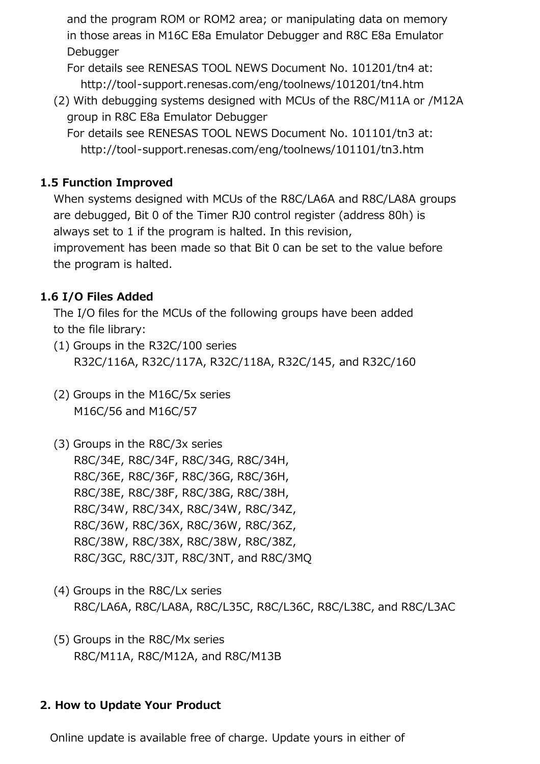and the program ROM or ROM2 area; or manipulating data on memory in those areas in M16C E8a Emulator Debugger and R8C E8a Emulator Debugger
For details see RENESAS TOOL NEWS Document No. 101201/tn4 at:
http://tool-support.renesas.com/eng/toolnews/101201/tn4.htm

(2) With debugging systems designed with MCUs of the R8C/M11A or /M12A group in R8C E8a Emulator Debugger
For details see RENESAS TOOL NEWS Document No. 101101/tn3 at:
http://tool-support.renesas.com/eng/toolnews/101101/tn3.htm

### 1.5 Function Improved

When systems designed with MCUs of the R8C/LA6A and R8C/LA8A groups are debugged, Bit 0 of the Timer RJ0 control register (address 80h) is always set to 1 if the program is halted. In this revision, improvement has been made so that Bit 0 can be set to the value before the program is halted.

### 1.6 I/O Files Added

The I/O files for the MCUs of the following groups have been added to the file library:

(1) Groups in the R32C/100 series
R32C/116A, R32C/117A, R32C/118A, R32C/145, and R32C/160

(2) Groups in the M16C/5x series
M16C/56 and M16C/57

(3) Groups in the R8C/3x series
R8C/34E, R8C/34F, R8C/34G, R8C/34H,
R8C/36E, R8C/36F, R8C/36G, R8C/36H,
R8C/38E, R8C/38F, R8C/38G, R8C/38H,
R8C/34W, R8C/34X, R8C/34W, R8C/34Z,
R8C/36W, R8C/36X, R8C/36W, R8C/36Z,
R8C/38W, R8C/38X, R8C/38W, R8C/38Z,
R8C/3GC, R8C/3JT, R8C/3NT, and R8C/3MQ

(4) Groups in the R8C/Lx series
R8C/LA6A, R8C/LA8A, R8C/L35C, R8C/L36C, R8C/L38C, and R8C/L3AC

(5) Groups in the R8C/Mx series
R8C/M11A, R8C/M12A, and R8C/M13B

## 2. How to Update Your Product

Online update is available free of charge. Update yours in either of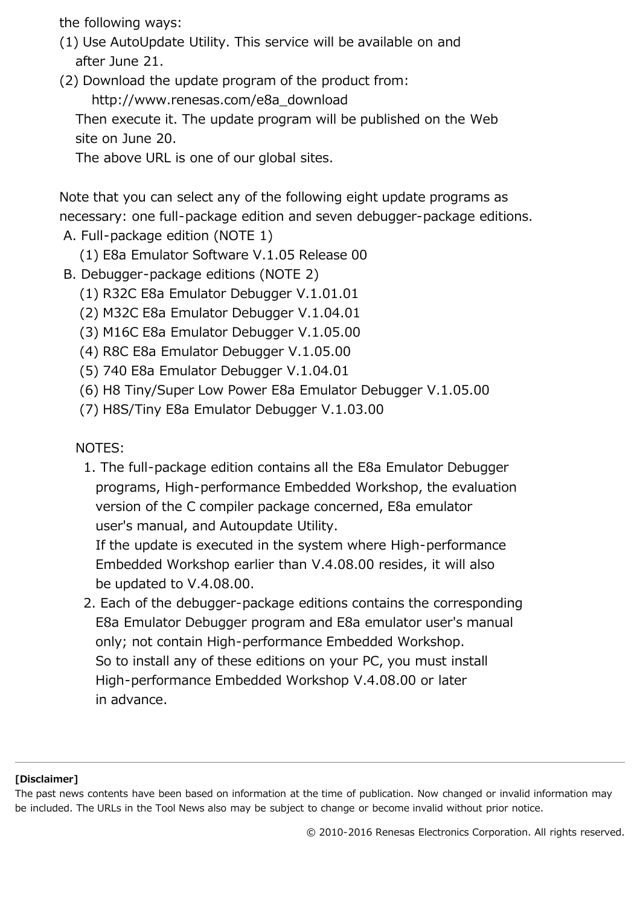the following ways:

(1) Use AutoUpdate Utility. This service will be available on and after June 21.

(2) Download the update program of the product from:
    http://www.renesas.com/e8a_download
    Then execute it. The update program will be published on the Web site on June 20.
    The above URL is one of our global sites.

Note that you can select any of the following eight update programs as necessary: one full-package edition and seven debugger-package editions.

A. Full-package edition (NOTE 1)
   (1) E8a Emulator Software V.1.05 Release 00

B. Debugger-package editions (NOTE 2)
   (1) R32C E8a Emulator Debugger V.1.01.01
   (2) M32C E8a Emulator Debugger V.1.04.01
   (3) M16C E8a Emulator Debugger V.1.05.00
   (4) R8C E8a Emulator Debugger V.1.05.00
   (5) 740 E8a Emulator Debugger V.1.04.01
   (6) H8 Tiny/Super Low Power E8a Emulator Debugger V.1.05.00
   (7) H8S/Tiny E8a Emulator Debugger V.1.03.00

NOTES:

1. The full-package edition contains all the E8a Emulator Debugger programs, High-performance Embedded Workshop, the evaluation version of the C compiler package concerned, E8a emulator user's manual, and Autoupdate Utility.
   If the update is executed in the system where High-performance Embedded Workshop earlier than V.4.08.00 resides, it will also be updated to V.4.08.00.
2. Each of the debugger-package editions contains the corresponding E8a Emulator Debugger program and E8a emulator user's manual only; not contain High-performance Embedded Workshop.
   So to install any of these editions on your PC, you must install High-performance Embedded Workshop V.4.08.00 or later in advance.

---

**[Disclaimer]**

The past news contents have been based on information at the time of publication. Now changed or invalid information may be included. The URLs in the Tool News also may be subject to change or become invalid without prior notice.

© 2010-2016 Renesas Electronics Corporation. All rights reserved.